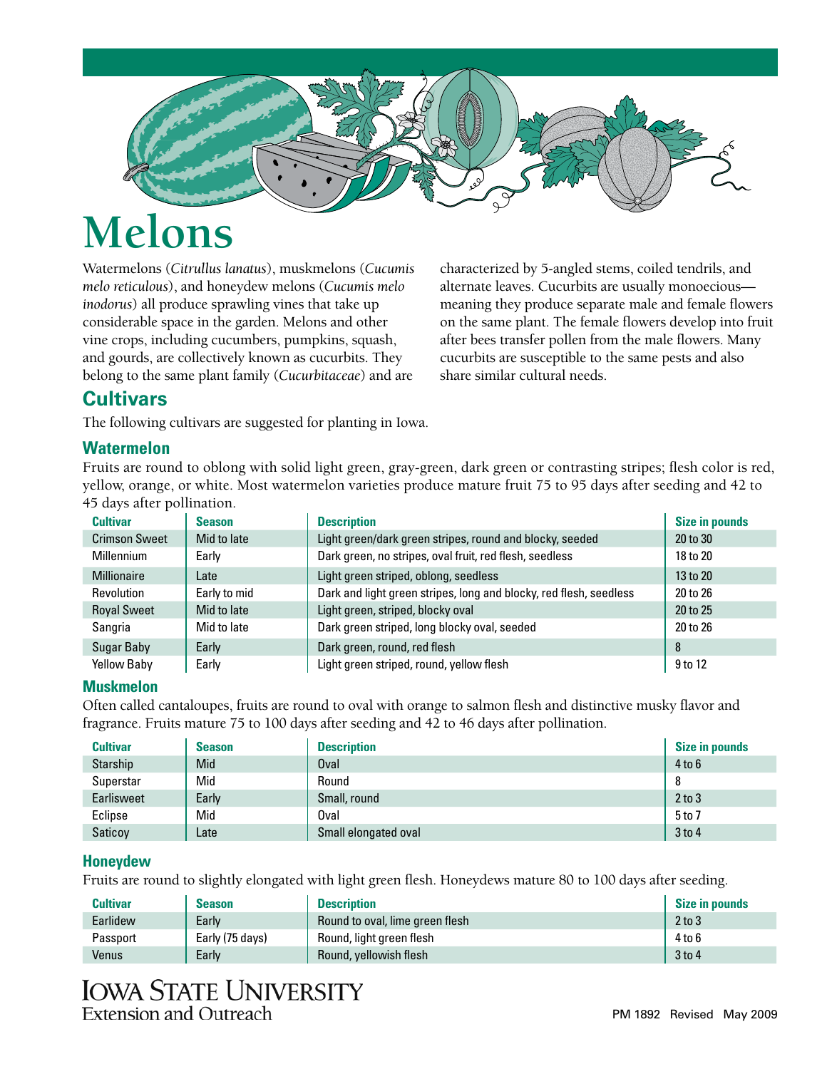# Melons

Watermelons (*Citrullus lanatus*), muskmelons (*Cucumis melo reticulous*), and honeydew melons (*Cucumis melo inodorus*) all produce sprawling vines that take up considerable space in the garden. Melons and other vine crops, including cucumbers, pumpkins, squash, and gourds, are collectively known as cucurbits. They belong to the same plant family (*Cucurbitaceae*) and are characterized by 5-angled stems, coiled tendrils, and alternate leaves. Cucurbits are usually monoecious—meaning they produce separate male and female flowers on the same plant. The female flowers develop into fruit after bees transfer pollen from the male flowers. Many cucurbits are susceptible to the same pests and also share similar cultural needs.

## Cultivars

The following cultivars are suggested for planting in Iowa.

### Watermelon

Fruits are round to oblong with solid light green, gray-green, dark green or contrasting stripes; flesh color is red, yellow, orange, or white. Most watermelon varieties produce mature fruit 75 to 95 days after seeding and 42 to 45 days after pollination.

| Cultivar | Season | Description | Size in pounds |
|---|---|---|---|
| Crimson Sweet | Mid to late | Light green/dark green stripes, round and blocky, seeded | 20 to 30 |
| Millennium | Early | Dark green, no stripes, oval fruit, red flesh, seedless | 18 to 20 |
| Millionaire | Late | Light green striped, oblong, seedless | 13 to 20 |
| Revolution | Early to mid | Dark and light green stripes, long and blocky, red flesh, seedless | 20 to 26 |
| Royal Sweet | Mid to late | Light green, striped, blocky oval | 20 to 25 |
| Sangria | Mid to late | Dark green striped, long blocky oval, seeded | 20 to 26 |
| Sugar Baby | Early | Dark green, round, red flesh | 8 |
| Yellow Baby | Early | Light green striped, round, yellow flesh | 9 to 12 |

### Muskmelon

Often called cantaloupes, fruits are round to oval with orange to salmon flesh and distinctive musky flavor and fragrance. Fruits mature 75 to 100 days after seeding and 42 to 46 days after pollination.

| Cultivar | Season | Description | Size in pounds |
|---|---|---|---|
| Starship | Mid | Oval | 4 to 6 |
| Superstar | Mid | Round | 8 |
| Earlisweet | Early | Small, round | 2 to 3 |
| Eclipse | Mid | Oval | 5 to 7 |
| Saticoy | Late | Small elongated oval | 3 to 4 |

### Honeydew

Fruits are round to slightly elongated with light green flesh. Honeydews mature 80 to 100 days after seeding.

| Cultivar | Season | Description | Size in pounds |
|---|---|---|---|
| Earlidew | Early | Round to oval, lime green flesh | 2 to 3 |
| Passport | Early (75 days) | Round, light green flesh | 4 to 6 |
| Venus | Early | Round, yellowish flesh | 3 to 4 |

IOWA STATE UNIVERSITY
Extension and Outreach

PM 1892 Revised May 2009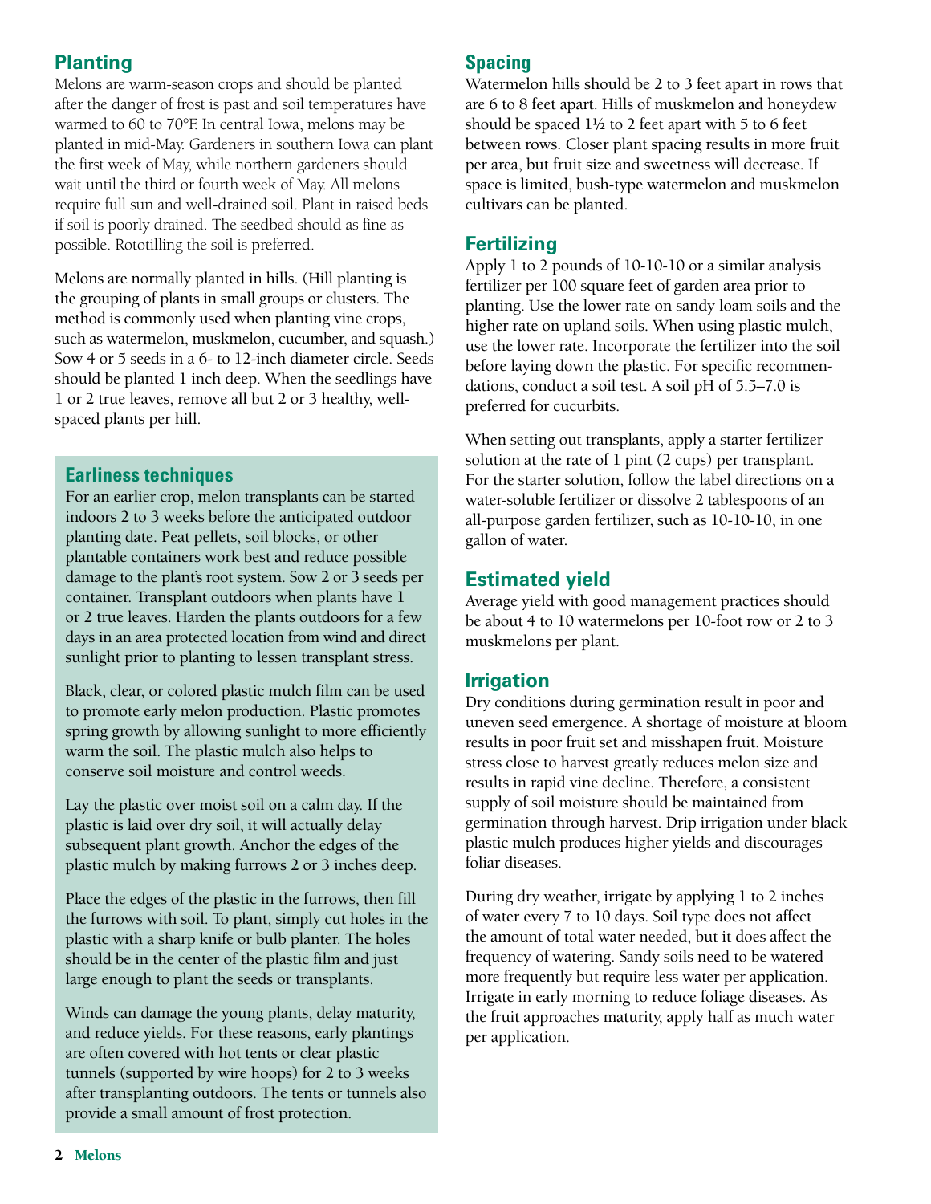## Planting

Melons are warm-season crops and should be planted after the danger of frost is past and soil temperatures have warmed to 60 to 70°F. In central Iowa, melons may be planted in mid-May. Gardeners in southern Iowa can plant the first week of May, while northern gardeners should wait until the third or fourth week of May. All melons require full sun and well-drained soil. Plant in raised beds if soil is poorly drained. The seedbed should as fine as possible. Rototilling the soil is preferred.

Melons are normally planted in hills. (Hill planting is the grouping of plants in small groups or clusters. The method is commonly used when planting vine crops, such as watermelon, muskmelon, cucumber, and squash.) Sow 4 or 5 seeds in a 6- to 12-inch diameter circle. Seeds should be planted 1 inch deep. When the seedlings have 1 or 2 true leaves, remove all but 2 or 3 healthy, well-spaced plants per hill.

### Earliness techniques

For an earlier crop, melon transplants can be started indoors 2 to 3 weeks before the anticipated outdoor planting date. Peat pellets, soil blocks, or other plantable containers work best and reduce possible damage to the plant's root system. Sow 2 or 3 seeds per container. Transplant outdoors when plants have 1 or 2 true leaves. Harden the plants outdoors for a few days in an area protected location from wind and direct sunlight prior to planting to lessen transplant stress.

Black, clear, or colored plastic mulch film can be used to promote early melon production. Plastic promotes spring growth by allowing sunlight to more efficiently warm the soil. The plastic mulch also helps to conserve soil moisture and control weeds.

Lay the plastic over moist soil on a calm day. If the plastic is laid over dry soil, it will actually delay subsequent plant growth. Anchor the edges of the plastic mulch by making furrows 2 or 3 inches deep.

Place the edges of the plastic in the furrows, then fill the furrows with soil. To plant, simply cut holes in the plastic with a sharp knife or bulb planter. The holes should be in the center of the plastic film and just large enough to plant the seeds or transplants.

Winds can damage the young plants, delay maturity, and reduce yields. For these reasons, early plantings are often covered with hot tents or clear plastic tunnels (supported by wire hoops) for 2 to 3 weeks after transplanting outdoors. The tents or tunnels also provide a small amount of frost protection.

## Spacing

Watermelon hills should be 2 to 3 feet apart in rows that are 6 to 8 feet apart. Hills of muskmelon and honeydew should be spaced 1½ to 2 feet apart with 5 to 6 feet between rows. Closer plant spacing results in more fruit per area, but fruit size and sweetness will decrease. If space is limited, bush-type watermelon and muskmelon cultivars can be planted.

## Fertilizing

Apply 1 to 2 pounds of 10-10-10 or a similar analysis fertilizer per 100 square feet of garden area prior to planting. Use the lower rate on sandy loam soils and the higher rate on upland soils. When using plastic mulch, use the lower rate. Incorporate the fertilizer into the soil before laying down the plastic. For specific recommendations, conduct a soil test. A soil pH of 5.5–7.0 is preferred for cucurbits.

When setting out transplants, apply a starter fertilizer solution at the rate of 1 pint (2 cups) per transplant. For the starter solution, follow the label directions on a water-soluble fertilizer or dissolve 2 tablespoons of an all-purpose garden fertilizer, such as 10-10-10, in one gallon of water.

## Estimated yield

Average yield with good management practices should be about 4 to 10 watermelons per 10-foot row or 2 to 3 muskmelons per plant.

## Irrigation

Dry conditions during germination result in poor and uneven seed emergence. A shortage of moisture at bloom results in poor fruit set and misshapen fruit. Moisture stress close to harvest greatly reduces melon size and results in rapid vine decline. Therefore, a consistent supply of soil moisture should be maintained from germination through harvest. Drip irrigation under black plastic mulch produces higher yields and discourages foliar diseases.

During dry weather, irrigate by applying 1 to 2 inches of water every 7 to 10 days. Soil type does not affect the amount of total water needed, but it does affect the frequency of watering. Sandy soils need to be watered more frequently but require less water per application. Irrigate in early morning to reduce foliage diseases. As the fruit approaches maturity, apply half as much water per application.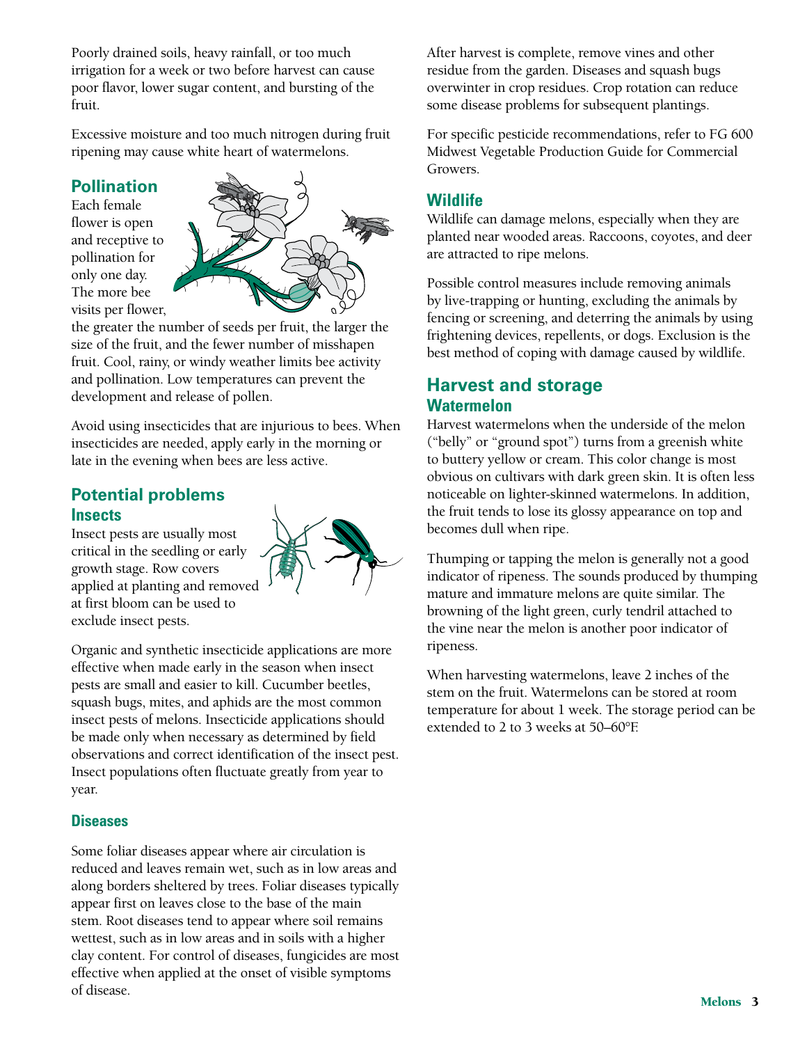Poorly drained soils, heavy rainfall, or too much irrigation for a week or two before harvest can cause poor flavor, lower sugar content, and bursting of the fruit.

Excessive moisture and too much nitrogen during fruit ripening may cause white heart of watermelons.

## Pollination

Each female flower is open and receptive to pollination for only one day. The more bee visits per flower, the greater the number of seeds per fruit, the larger the size of the fruit, and the fewer number of misshapen fruit. Cool, rainy, or windy weather limits bee activity and pollination. Low temperatures can prevent the development and release of pollen.

Avoid using insecticides that are injurious to bees. When insecticides are needed, apply early in the morning or late in the evening when bees are less active.

## Potential problems

### Insects

Insect pests are usually most critical in the seedling or early growth stage. Row covers applied at planting and removed at first bloom can be used to exclude insect pests.

Organic and synthetic insecticide applications are more effective when made early in the season when insect pests are small and easier to kill. Cucumber beetles, squash bugs, mites, and aphids are the most common insect pests of melons. Insecticide applications should be made only when necessary as determined by field observations and correct identification of the insect pest. Insect populations often fluctuate greatly from year to year.

### Diseases

Some foliar diseases appear where air circulation is reduced and leaves remain wet, such as in low areas and along borders sheltered by trees. Foliar diseases typically appear first on leaves close to the base of the main stem. Root diseases tend to appear where soil remains wettest, such as in low areas and in soils with a higher clay content. For control of diseases, fungicides are most effective when applied at the onset of visible symptoms of disease.

After harvest is complete, remove vines and other residue from the garden. Diseases and squash bugs overwinter in crop residues. Crop rotation can reduce some disease problems for subsequent plantings.

For specific pesticide recommendations, refer to FG 600 Midwest Vegetable Production Guide for Commercial Growers.

## Wildlife

Wildlife can damage melons, especially when they are planted near wooded areas. Raccoons, coyotes, and deer are attracted to ripe melons.

Possible control measures include removing animals by live-trapping or hunting, excluding the animals by fencing or screening, and deterring the animals by using frightening devices, repellents, or dogs. Exclusion is the best method of coping with damage caused by wildlife.

## Harvest and storage

### Watermelon

Harvest watermelons when the underside of the melon ("belly" or "ground spot") turns from a greenish white to buttery yellow or cream. This color change is most obvious on cultivars with dark green skin. It is often less noticeable on lighter-skinned watermelons. In addition, the fruit tends to lose its glossy appearance on top and becomes dull when ripe.

Thumping or tapping the melon is generally not a good indicator of ripeness. The sounds produced by thumping mature and immature melons are quite similar. The browning of the light green, curly tendril attached to the vine near the melon is another poor indicator of ripeness.

When harvesting watermelons, leave 2 inches of the stem on the fruit. Watermelons can be stored at room temperature for about 1 week. The storage period can be extended to 2 to 3 weeks at 50–60°F.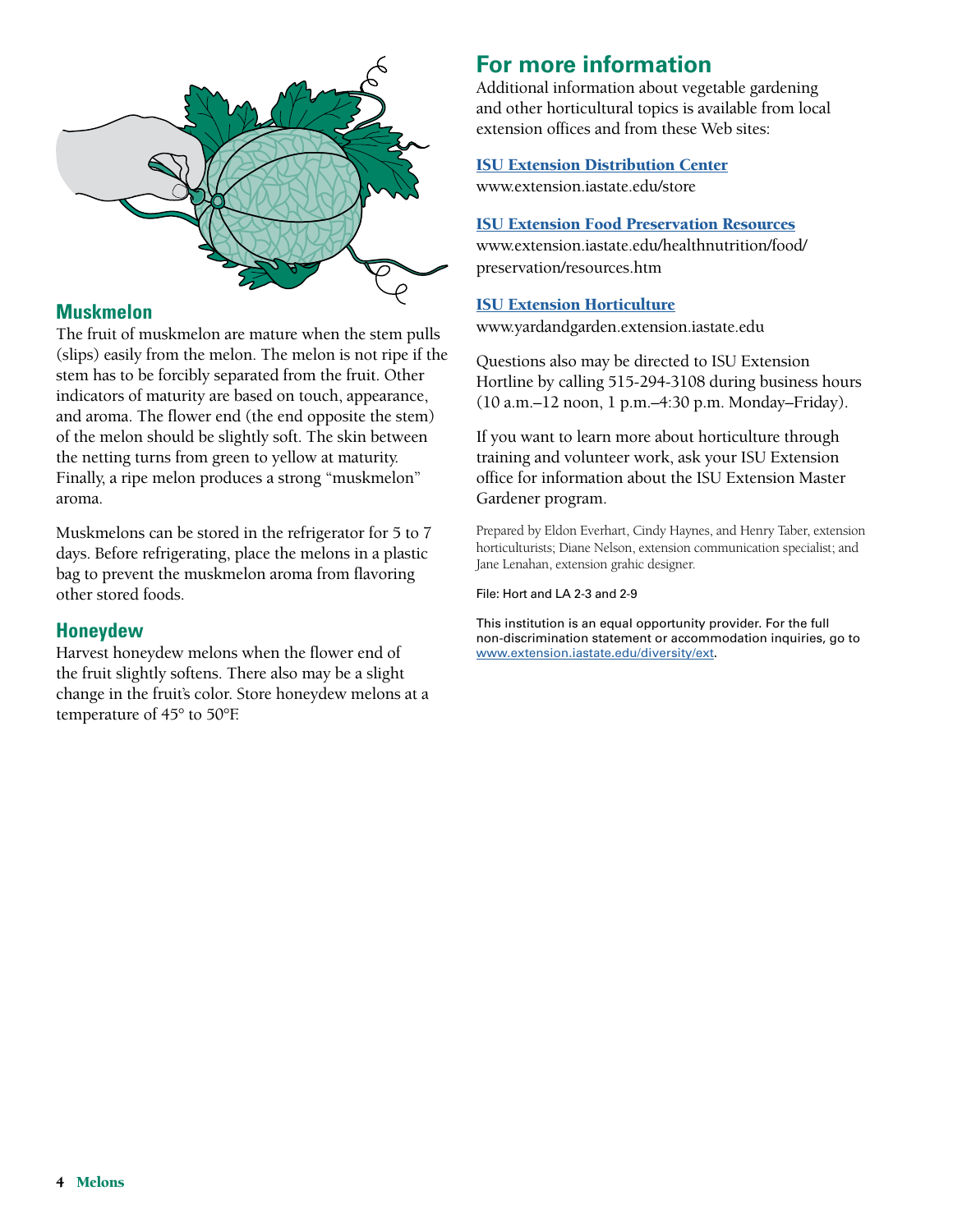## Muskmelon

The fruit of muskmelon are mature when the stem pulls (slips) easily from the melon. The melon is not ripe if the stem has to be forcibly separated from the fruit. Other indicators of maturity are based on touch, appearance, and aroma. The flower end (the end opposite the stem) of the melon should be slightly soft. The skin between the netting turns from green to yellow at maturity. Finally, a ripe melon produces a strong "muskmelon" aroma.

Muskmelons can be stored in the refrigerator for 5 to 7 days. Before refrigerating, place the melons in a plastic bag to prevent the muskmelon aroma from flavoring other stored foods.

## Honeydew

Harvest honeydew melons when the flower end of the fruit slightly softens. There also may be a slight change in the fruit's color. Store honeydew melons at a temperature of 45° to 50°F.

# For more information

Additional information about vegetable gardening and other horticultural topics is available from local extension offices and from these Web sites:

**ISU Extension Distribution Center**
www.extension.iastate.edu/store

**ISU Extension Food Preservation Resources**
www.extension.iastate.edu/healthnutrition/food/preservation/resources.htm

**ISU Extension Horticulture**
www.yardandgarden.extension.iastate.edu

Questions also may be directed to ISU Extension Hortline by calling 515-294-3108 during business hours (10 a.m.–12 noon, 1 p.m.–4:30 p.m. Monday–Friday).

If you want to learn more about horticulture through training and volunteer work, ask your ISU Extension office for information about the ISU Extension Master Gardener program.

Prepared by Eldon Everhart, Cindy Haynes, and Henry Taber, extension horticulturists; Diane Nelson, extension communication specialist; and Jane Lenahan, extension grahic designer.

File: Hort and LA 2-3 and 2-9

This institution is an equal opportunity provider. For the full non-discrimination statement or accommodation inquiries, go to www.extension.iastate.edu/diversity/ext.